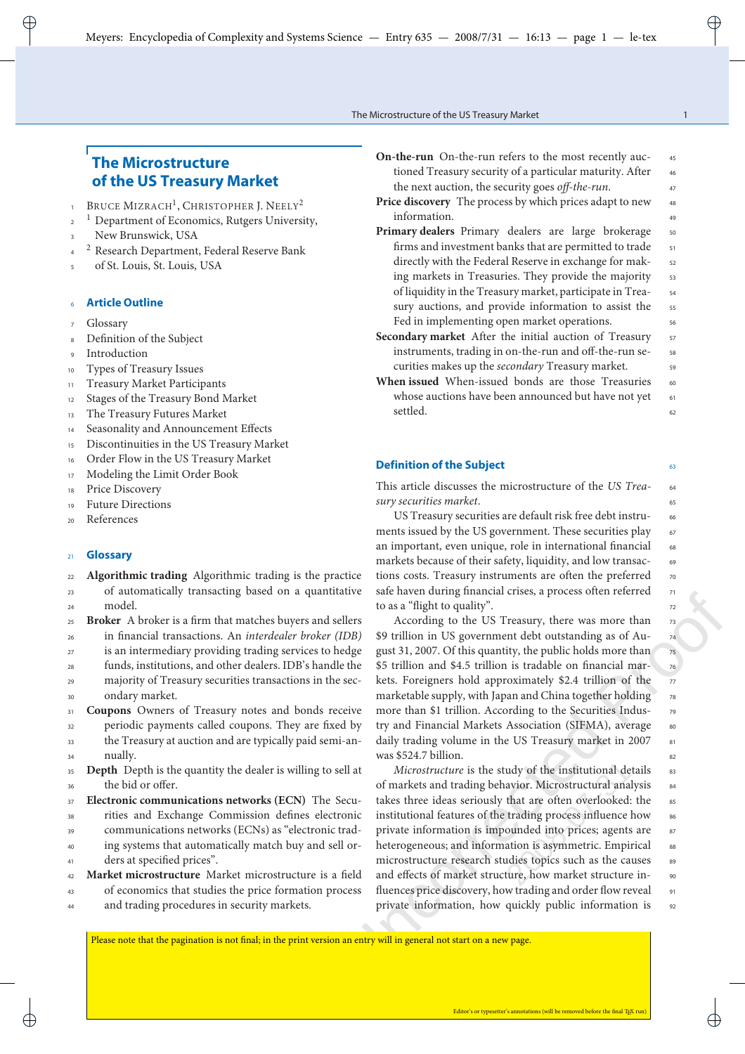# The Microstructure of the US Treasury Market

BRUCE MIZRACH[1], CHRISTOPHER J. NEELY[2]

[1] Department of Economics, Rutgers University, New Brunswick, USA

[2] Research Department, Federal Reserve Bank of St. Louis, St. Louis, USA

## Article Outline

Glossary
Definition of the Subject
Introduction
Types of Treasury Issues
Treasury Market Participants
Stages of the Treasury Bond Market
The Treasury Futures Market
Seasonality and Announcement Effects
Discontinuities in the US Treasury Market
Order Flow in the US Treasury Market
Modeling the Limit Order Book
Price Discovery
Future Directions
References

## Glossary

**Algorithmic trading** Algorithmic trading is the practice of automatically transacting based on a quantitative model.

**Broker** A broker is a firm that matches buyers and sellers in financial transactions. An *interdealer broker (IDB)* is an intermediary providing trading services to hedge funds, institutions, and other dealers. IDB's handle the majority of Treasury securities transactions in the secondary market.

**Coupons** Owners of Treasury notes and bonds receive periodic payments called coupons. They are fixed by the Treasury at auction and are typically paid semi-annually.

**Depth** Depth is the quantity the dealer is willing to sell at the bid or offer.

**Electronic communications networks (ECN)** The Securities and Exchange Commission defines electronic communications networks (ECNs) as "electronic trading systems that automatically match buy and sell orders at specified prices".

**Market microstructure** Market microstructure is a field of economics that studies the price formation process and trading procedures in security markets.

**On-the-run** On-the-run refers to the most recently auctioned Treasury security of a particular maturity. After the next auction, the security goes *off-the-run*.

**Price discovery** The process by which prices adapt to new information.

**Primary dealers** Primary dealers are large brokerage firms and investment banks that are permitted to trade directly with the Federal Reserve in exchange for making markets in Treasuries. They provide the majority of liquidity in the Treasury market, participate in Treasury auctions, and provide information to assist the Fed in implementing open market operations.

**Secondary market** After the initial auction of Treasury instruments, trading in on-the-run and off-the-run securities makes up the *secondary* Treasury market.

**When issued** When-issued bonds are those Treasuries whose auctions have been announced but have not yet settled.

## Definition of the Subject

This article discusses the microstructure of the *US Treasury securities market*.

US Treasury securities are default risk free debt instruments issued by the US government. These securities play an important, even unique, role in international financial markets because of their safety, liquidity, and low transactions costs. Treasury instruments are often the preferred safe haven during financial crises, a process often referred to as a "flight to quality".

According to the US Treasury, there was more than \$9 trillion in US government debt outstanding as of August 31, 2007. Of this quantity, the public holds more than \$5 trillion and \$4.5 trillion is tradable on financial markets. Foreigners hold approximately \$2.4 trillion of the marketable supply, with Japan and China together holding more than \$1 trillion. According to the Securities Industry and Financial Markets Association (SIFMA), average daily trading volume in the US Treasury market in 2007 was \$524.7 billion.

*Microstructure* is the study of the institutional details of markets and trading behavior. Microstructural analysis takes three ideas seriously that are often overlooked: the institutional features of the trading process influence how private information is impounded into prices; agents are heterogeneous; and information is asymmetric. Empirical microstructure research studies topics such as the causes and effects of market structure, how market structure influences price discovery, how trading and order flow reveal private information, how quickly public information is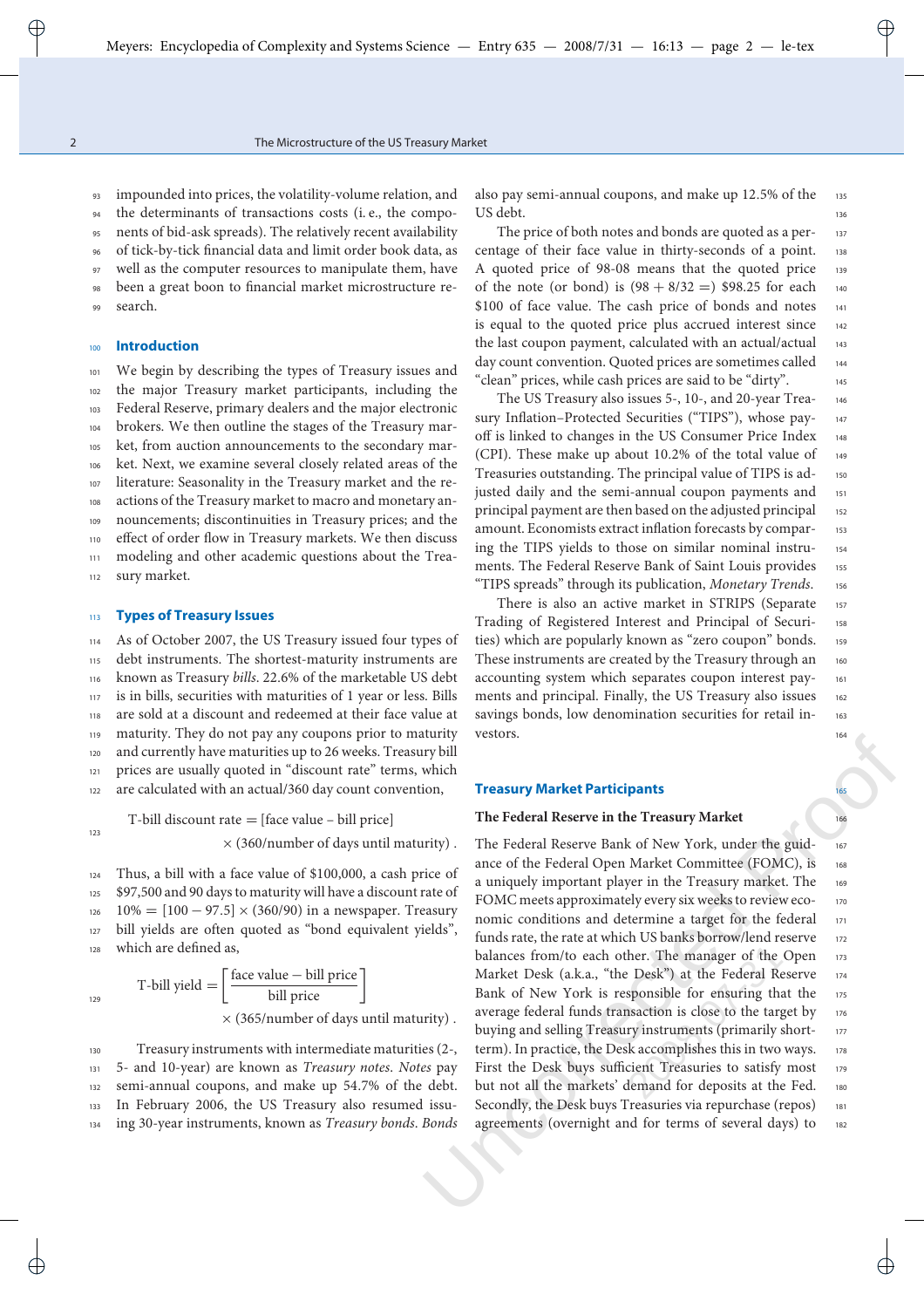impounded into prices, the volatility-volume relation, and the determinants of transactions costs (i. e., the components of bid-ask spreads). The relatively recent availability of tick-by-tick financial data and limit order book data, as well as the computer resources to manipulate them, have been a great boon to financial market microstructure research.

## Introduction

We begin by describing the types of Treasury issues and the major Treasury market participants, including the Federal Reserve, primary dealers and the major electronic brokers. We then outline the stages of the Treasury market, from auction announcements to the secondary market. Next, we examine several closely related areas of the literature: Seasonality in the Treasury market and the reactions of the Treasury market to macro and monetary announcements; discontinuities in Treasury prices; and the effect of order flow in Treasury markets. We then discuss modeling and other academic questions about the Treasury market.

## Types of Treasury Issues

As of October 2007, the US Treasury issued four types of debt instruments. The shortest-maturity instruments are known as Treasury *bills*. 22.6% of the marketable US debt is in bills, securities with maturities of 1 year or less. Bills are sold at a discount and redeemed at their face value at maturity. They do not pay any coupons prior to maturity and currently have maturities up to 26 weeks. Treasury bill prices are usually quoted in "discount rate" terms, which are calculated with an actual/360 day count convention,

$$\text{T-bill discount rate} = [\text{face value} - \text{bill price}] \times (360/\text{number of days until maturity}) .$$

Thus, a bill with a face value of $100,000, a cash price of $97,500 and 90 days to maturity will have a discount rate of $10\% = [100 - 97.5] \times (360/90)$ in a newspaper. Treasury bill yields are often quoted as "bond equivalent yields", which are defined as,

$$\text{T-bill yield} = \left[\frac{\text{face value} - \text{bill price}}{\text{bill price}}\right] \times (365/\text{number of days until maturity}) .$$

Treasury instruments with intermediate maturities (2-, 5- and 10-year) are known as *Treasury notes*. *Notes* pay semi-annual coupons, and make up 54.7% of the debt. In February 2006, the US Treasury also resumed issuing 30-year instruments, known as *Treasury bonds*. *Bonds* also pay semi-annual coupons, and make up 12.5% of the US debt.

The price of both notes and bonds are quoted as a percentage of their face value in thirty-seconds of a point. A quoted price of 98-08 means that the quoted price of the note (or bond) is $(98 + 8/32 =)$ $98.25 for each $100 of face value. The cash price of bonds and notes is equal to the quoted price plus accrued interest since the last coupon payment, calculated with an actual/actual day count convention. Quoted prices are sometimes called "clean" prices, while cash prices are said to be "dirty".

The US Treasury also issues 5-, 10-, and 20-year Treasury Inflation–Protected Securities ("TIPS"), whose payoff is linked to changes in the US Consumer Price Index (CPI). These make up about 10.2% of the total value of Treasuries outstanding. The principal value of TIPS is adjusted daily and the semi-annual coupon payments and principal payment are then based on the adjusted principal amount. Economists extract inflation forecasts by comparing the TIPS yields to those on similar nominal instruments. The Federal Reserve Bank of Saint Louis provides "TIPS spreads" through its publication, *Monetary Trends*.

There is also an active market in STRIPS (Separate Trading of Registered Interest and Principal of Securities) which are popularly known as "zero coupon" bonds. These instruments are created by the Treasury through an accounting system which separates coupon interest payments and principal. Finally, the US Treasury also issues savings bonds, low denomination securities for retail investors.

## Treasury Market Participants

### The Federal Reserve in the Treasury Market

The Federal Reserve Bank of New York, under the guidance of the Federal Open Market Committee (FOMC), is a uniquely important player in the Treasury market. The FOMC meets approximately every six weeks to review economic conditions and determine a target for the federal funds rate, the rate at which US banks borrow/lend reserve balances from/to each other. The manager of the Open Market Desk (a.k.a., "the Desk") at the Federal Reserve Bank of New York is responsible for ensuring that the average federal funds transaction is close to the target by buying and selling Treasury instruments (primarily short-term). In practice, the Desk accomplishes this in two ways. First the Desk buys sufficient Treasuries to satisfy most but not all the markets' demand for deposits at the Fed. Secondly, the Desk buys Treasuries via repurchase (repos) agreements (overnight and for terms of several days) to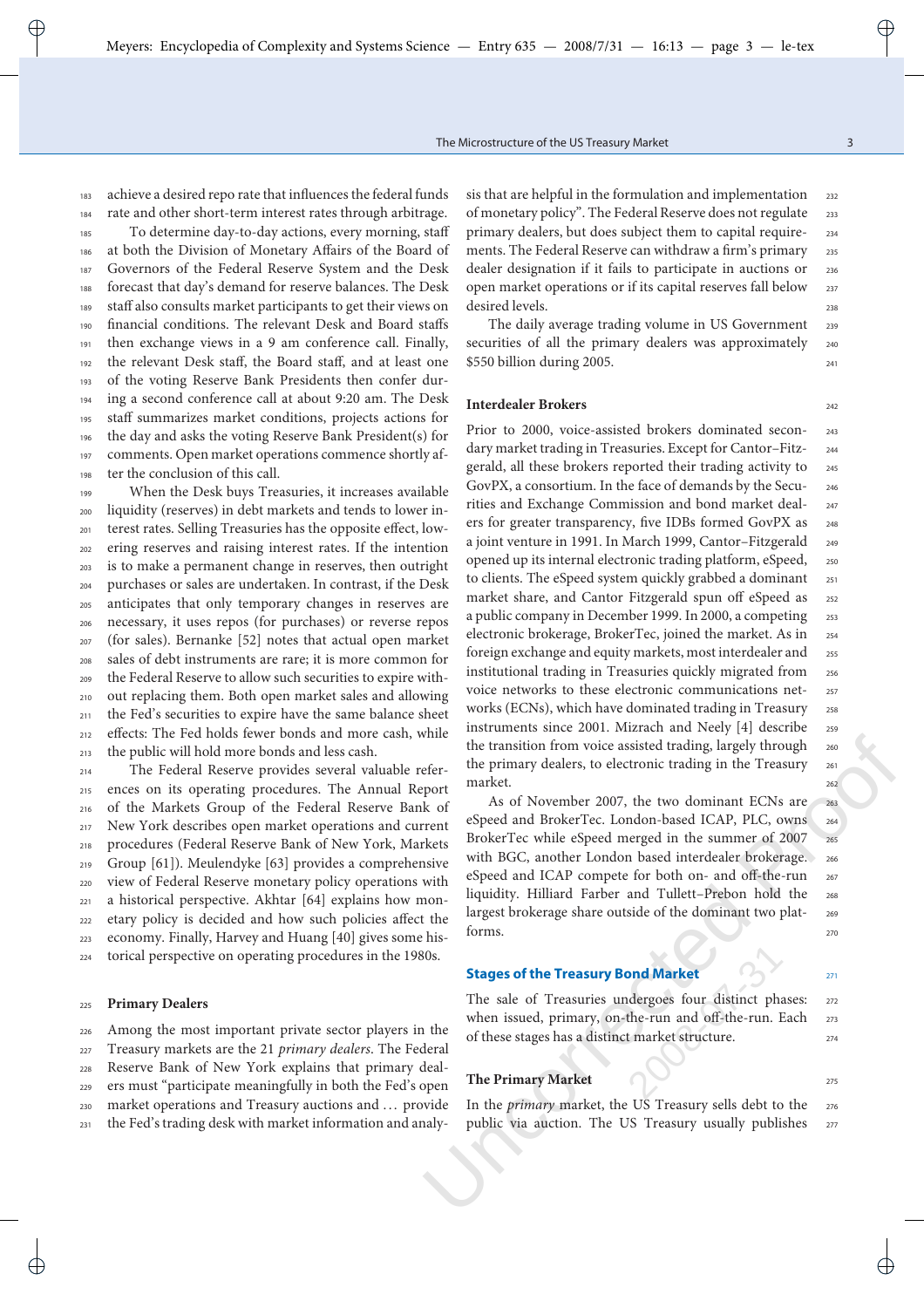achieve a desired repo rate that influences the federal funds rate and other short-term interest rates through arbitrage.

To determine day-to-day actions, every morning, staff at both the Division of Monetary Affairs of the Board of Governors of the Federal Reserve System and the Desk forecast that day's demand for reserve balances. The Desk staff also consults market participants to get their views on financial conditions. The relevant Desk and Board staffs then exchange views in a 9 am conference call. Finally, the relevant Desk staff, the Board staff, and at least one of the voting Reserve Bank Presidents then confer during a second conference call at about 9:20 am. The Desk staff summarizes market conditions, projects actions for the day and asks the voting Reserve Bank President(s) for comments. Open market operations commence shortly after the conclusion of this call.

When the Desk buys Treasuries, it increases available liquidity (reserves) in debt markets and tends to lower interest rates. Selling Treasuries has the opposite effect, lowering reserves and raising interest rates. If the intention is to make a permanent change in reserves, then outright purchases or sales are undertaken. In contrast, if the Desk anticipates that only temporary changes in reserves are necessary, it uses repos (for purchases) or reverse repos (for sales). Bernanke [52] notes that actual open market sales of debt instruments are rare; it is more common for the Federal Reserve to allow such securities to expire without replacing them. Both open market sales and allowing the Fed's securities to expire have the same balance sheet effects: The Fed holds fewer bonds and more cash, while the public will hold more bonds and less cash.

The Federal Reserve provides several valuable references on its operating procedures. The Annual Report of the Markets Group of the Federal Reserve Bank of New York describes open market operations and current procedures (Federal Reserve Bank of New York, Markets Group [61]). Meulendyke [63] provides a comprehensive view of Federal Reserve monetary policy operations with a historical perspective. Akhtar [64] explains how monetary policy is decided and how such policies affect the economy. Finally, Harvey and Huang [40] gives some historical perspective on operating procedures in the 1980s.

### Primary Dealers

Among the most important private sector players in the Treasury markets are the 21 *primary dealers*. The Federal Reserve Bank of New York explains that primary dealers must "participate meaningfully in both the Fed's open market operations and Treasury auctions and … provide the Fed's trading desk with market information and analysis that are helpful in the formulation and implementation of monetary policy". The Federal Reserve does not regulate primary dealers, but does subject them to capital requirements. The Federal Reserve can withdraw a firm's primary dealer designation if it fails to participate in auctions or open market operations or if its capital reserves fall below desired levels.

The daily average trading volume in US Government securities of all the primary dealers was approximately \$550 billion during 2005.

### Interdealer Brokers

Prior to 2000, voice-assisted brokers dominated secondary market trading in Treasuries. Except for Cantor–Fitzgerald, all these brokers reported their trading activity to GovPX, a consortium. In the face of demands by the Securities and Exchange Commission and bond market dealers for greater transparency, five IDBs formed GovPX as a joint venture in 1991. In March 1999, Cantor–Fitzgerald opened up its internal electronic trading platform, eSpeed, to clients. The eSpeed system quickly grabbed a dominant market share, and Cantor Fitzgerald spun off eSpeed as a public company in December 1999. In 2000, a competing electronic brokerage, BrokerTec, joined the market. As in foreign exchange and equity markets, most interdealer and institutional trading in Treasuries quickly migrated from voice networks to these electronic communications networks (ECNs), which have dominated trading in Treasury instruments since 2001. Mizrach and Neely [4] describe the transition from voice assisted trading, largely through the primary dealers, to electronic trading in the Treasury market.

As of November 2007, the two dominant ECNs are eSpeed and BrokerTec. London-based ICAP, PLC, owns BrokerTec while eSpeed merged in the summer of 2007 with BGC, another London based interdealer brokerage. eSpeed and ICAP compete for both on- and off-the-run liquidity. Hilliard Farber and Tullett–Prebon hold the largest brokerage share outside of the dominant two platforms.

## Stages of the Treasury Bond Market

The sale of Treasuries undergoes four distinct phases: when issued, primary, on-the-run and off-the-run. Each of these stages has a distinct market structure.

### The Primary Market

In the *primary* market, the US Treasury sells debt to the public via auction. The US Treasury usually publishes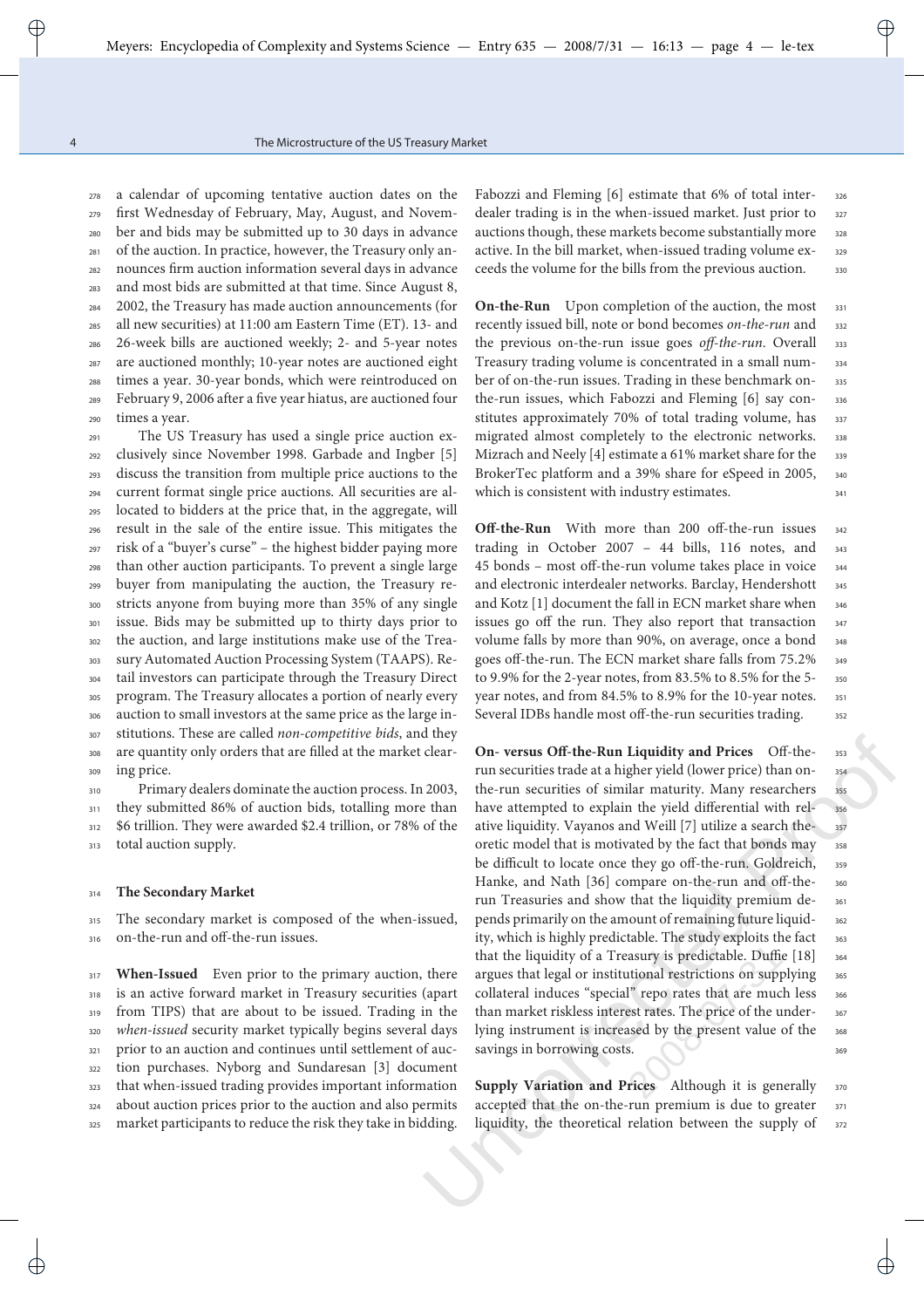a calendar of upcoming tentative auction dates on the first Wednesday of February, May, August, and November and bids may be submitted up to 30 days in advance of the auction. In practice, however, the Treasury only announces firm auction information several days in advance and most bids are submitted at that time. Since August 8, 2002, the Treasury has made auction announcements (for all new securities) at 11:00 am Eastern Time (ET). 13- and 26-week bills are auctioned weekly; 2- and 5-year notes are auctioned monthly; 10-year notes are auctioned eight times a year. 30-year bonds, which were reintroduced on February 9, 2006 after a five year hiatus, are auctioned four times a year.

The US Treasury has used a single price auction exclusively since November 1998. Garbade and Ingber [5] discuss the transition from multiple price auctions to the current format single price auctions. All securities are allocated to bidders at the price that, in the aggregate, will result in the sale of the entire issue. This mitigates the risk of a "buyer's curse" – the highest bidder paying more than other auction participants. To prevent a single large buyer from manipulating the auction, the Treasury restricts anyone from buying more than 35% of any single issue. Bids may be submitted up to thirty days prior to the auction, and large institutions make use of the Treasury Automated Auction Processing System (TAAPS). Retail investors can participate through the Treasury Direct program. The Treasury allocates a portion of nearly every auction to small investors at the same price as the large institutions. These are called *non-competitive bids*, and they are quantity only orders that are filled at the market clearing price.

Primary dealers dominate the auction process. In 2003, they submitted 86% of auction bids, totalling more than \$6 trillion. They were awarded \$2.4 trillion, or 78% of the total auction supply.

## The Secondary Market

The secondary market is composed of the when-issued, on-the-run and off-the-run issues.

**When-Issued** Even prior to the primary auction, there is an active forward market in Treasury securities (apart from TIPS) that are about to be issued. Trading in the *when-issued* security market typically begins several days prior to an auction and continues until settlement of auction purchases. Nyborg and Sundaresan [3] document that when-issued trading provides important information about auction prices prior to the auction and also permits market participants to reduce the risk they take in bidding. Fabozzi and Fleming [6] estimate that 6% of total interdealer trading is in the when-issued market. Just prior to auctions though, these markets become substantially more active. In the bill market, when-issued trading volume exceeds the volume for the bills from the previous auction.

**On-the-Run** Upon completion of the auction, the most recently issued bill, note or bond becomes *on-the-run* and the previous on-the-run issue goes *off-the-run*. Overall Treasury trading volume is concentrated in a small number of on-the-run issues. Trading in these benchmark on-the-run issues, which Fabozzi and Fleming [6] say constitutes approximately 70% of total trading volume, has migrated almost completely to the electronic networks. Mizrach and Neely [4] estimate a 61% market share for the BrokerTec platform and a 39% share for eSpeed in 2005, which is consistent with industry estimates.

**Off-the-Run** With more than 200 off-the-run issues trading in October 2007 – 44 bills, 116 notes, and 45 bonds – most off-the-run volume takes place in voice and electronic interdealer networks. Barclay, Hendershott and Kotz [1] document the fall in ECN market share when issues go off the run. They also report that transaction volume falls by more than 90%, on average, once a bond goes off-the-run. The ECN market share falls from 75.2% to 9.9% for the 2-year notes, from 83.5% to 8.5% for the 5-year notes, and from 84.5% to 8.9% for the 10-year notes. Several IDBs handle most off-the-run securities trading.

**On- versus Off-the-Run Liquidity and Prices** Off-the-run securities trade at a higher yield (lower price) than on-the-run securities of similar maturity. Many researchers have attempted to explain the yield differential with relative liquidity. Vayanos and Weill [7] utilize a search theoretic model that is motivated by the fact that bonds may be difficult to locate once they go off-the-run. Goldreich, Hanke, and Nath [36] compare on-the-run and off-the-run Treasuries and show that the liquidity premium depends primarily on the amount of remaining future liquidity, which is highly predictable. The study exploits the fact that the liquidity of a Treasury is predictable. Duffie [18] argues that legal or institutional restrictions on supplying collateral induces "special" repo rates that are much less than market riskless interest rates. The price of the underlying instrument is increased by the present value of the savings in borrowing costs.

**Supply Variation and Prices** Although it is generally accepted that the on-the-run premium is due to greater liquidity, the theoretical relation between the supply of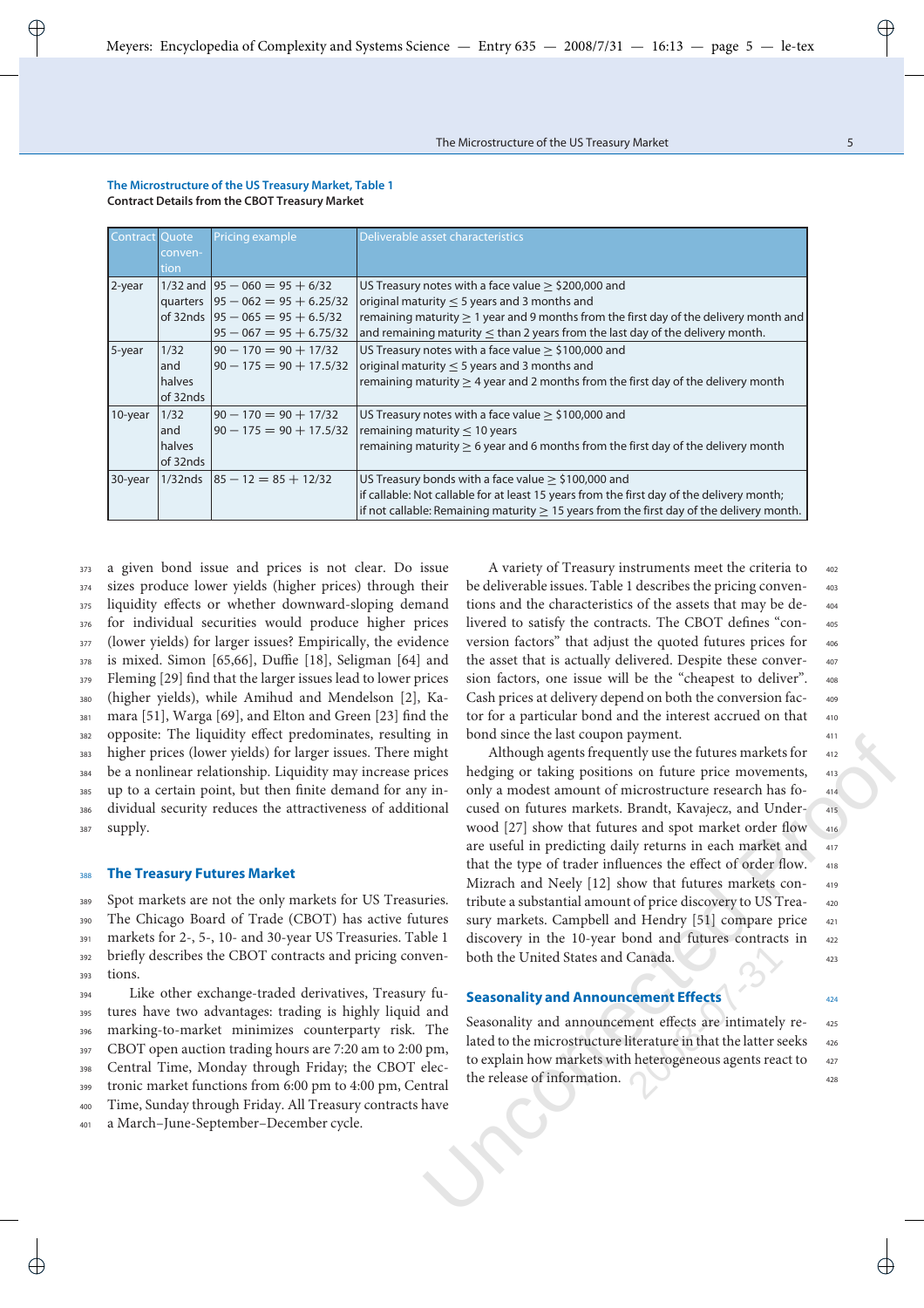**The Microstructure of the US Treasury Market, Table 1**
**Contract Details from the CBOT Treasury Market**

| Contract | Quote convention | Pricing example | Deliverable asset characteristics |
|---|---|---|---|
| 2-year | 1/32 and quarters of 32nds | $95-060 = 95 + 6/32$<br>$95-062 = 95 + 6.25/32$<br>$95-065 = 95 + 6.5/32$<br>$95-067 = 95 + 6.75/32$ | US Treasury notes with a face value $\geq$ \$200,000 and<br>original maturity $\leq$ 5 years and 3 months and<br>remaining maturity $\geq$ 1 year and 9 months from the first day of the delivery month and<br>and remaining maturity $\leq$ than 2 years from the last day of the delivery month. |
| 5-year | 1/32 and halves of 32nds | $90-170 = 90 + 17/32$<br>$90-175 = 90 + 17.5/32$ | US Treasury notes with a face value $\geq$ \$100,000 and<br>original maturity $\leq$ 5 years and 3 months and<br>remaining maturity $\geq$ 4 year and 2 months from the first day of the delivery month |
| 10-year | 1/32 and halves of 32nds | $90-170 = 90 + 17/32$<br>$90-175 = 90 + 17.5/32$ | US Treasury notes with a face value $\geq$ \$100,000 and<br>remaining maturity $\leq$ 10 years<br>remaining maturity $\geq$ 6 year and 6 months from the first day of the delivery month |
| 30-year | 1/32nds | $85-12 = 85 + 12/32$ | US Treasury bonds with a face value $\geq$ \$100,000 and<br>if callable: Not callable for at least 15 years from the first day of the delivery month;<br>if not callable: Remaining maturity $\geq$ 15 years from the first day of the delivery month. |

a given bond issue and prices is not clear. Do issue sizes produce lower yields (higher prices) through their liquidity effects or whether downward-sloping demand for individual securities would produce higher prices (lower yields) for larger issues? Empirically, the evidence is mixed. Simon [65,66], Duffie [18], Seligman [64] and Fleming [29] find that the larger issues lead to lower prices (higher yields), while Amihud and Mendelson [2], Kamara [51], Warga [69], and Elton and Green [23] find the opposite: The liquidity effect predominates, resulting in higher prices (lower yields) for larger issues. There might be a nonlinear relationship. Liquidity may increase prices up to a certain point, but then finite demand for any individual security reduces the attractiveness of additional supply.

## The Treasury Futures Market

Spot markets are not the only markets for US Treasuries. The Chicago Board of Trade (CBOT) has active futures markets for 2-, 5-, 10- and 30-year US Treasuries. Table 1 briefly describes the CBOT contracts and pricing conventions.

Like other exchange-traded derivatives, Treasury futures have two advantages: trading is highly liquid and marking-to-market minimizes counterparty risk. The CBOT open auction trading hours are 7:20 am to 2:00 pm, Central Time, Monday through Friday; the CBOT electronic market functions from 6:00 pm to 4:00 pm, Central Time, Sunday through Friday. All Treasury contracts have a March–June-September–December cycle.

A variety of Treasury instruments meet the criteria to be deliverable issues. Table 1 describes the pricing conventions and the characteristics of the assets that may be delivered to satisfy the contracts. The CBOT defines "conversion factors" that adjust the quoted futures prices for the asset that is actually delivered. Despite these conversion factors, one issue will be the "cheapest to deliver". Cash prices at delivery depend on both the conversion factor for a particular bond and the interest accrued on that bond since the last coupon payment.

Although agents frequently use the futures markets for hedging or taking positions on future price movements, only a modest amount of microstructure research has focused on futures markets. Brandt, Kavajecz, and Underwood [27] show that futures and spot market order flow are useful in predicting daily returns in each market and that the type of trader influences the effect of order flow. Mizrach and Neely [12] show that futures markets contribute a substantial amount of price discovery to US Treasury markets. Campbell and Hendry [51] compare price discovery in the 10-year bond and futures contracts in both the United States and Canada.

## Seasonality and Announcement Effects

Seasonality and announcement effects are intimately related to the microstructure literature in that the latter seeks to explain how markets with heterogeneous agents react to the release of information.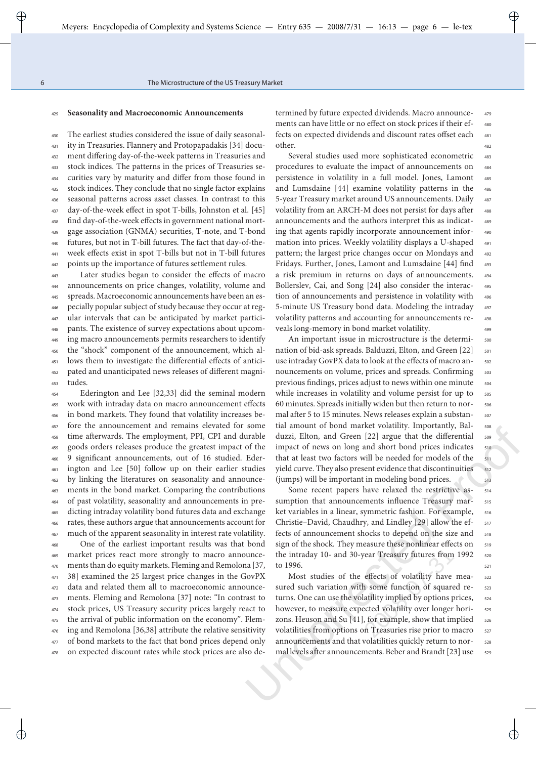### Seasonality and Macroeconomic Announcements

The earliest studies considered the issue of daily seasonality in Treasuries. Flannery and Protopapadakis [34] document differing day-of-the-week patterns in Treasuries and stock indices. The patterns in the prices of Treasuries securities vary by maturity and differ from those found in stock indices. They conclude that no single factor explains seasonal patterns across asset classes. In contrast to this day-of-the-week effect in spot T-bills, Johnston et al. [45] find day-of-the-week effects in government national mortgage association (GNMA) securities, T-note, and T-bond futures, but not in T-bill futures. The fact that day-of-the-week effects exist in spot T-bills but not in T-bill futures points up the importance of futures settlement rules.

Later studies began to consider the effects of macro announcements on price changes, volatility, volume and spreads. Macroeconomic announcements have been an especially popular subject of study because they occur at regular intervals that can be anticipated by market participants. The existence of survey expectations about upcoming macro announcements permits researchers to identify the "shock" component of the announcement, which allows them to investigate the differential effects of anticipated and unanticipated news releases of different magnitudes.

Ederington and Lee [32,33] did the seminal modern work with intraday data on macro announcement effects in bond markets. They found that volatility increases before the announcement and remains elevated for some time afterwards. The employment, PPI, CPI and durable goods orders releases produce the greatest impact of the 9 significant announcements, out of 16 studied. Ederington and Lee [50] follow up on their earlier studies by linking the literatures on seasonality and announcements in the bond market. Comparing the contributions of past volatility, seasonality and announcements in predicting intraday volatility bond futures data and exchange rates, these authors argue that announcements account for much of the apparent seasonality in interest rate volatility.

One of the earliest important results was that bond market prices react more strongly to macro announcements than do equity markets. Fleming and Remolona [37, 38] examined the 25 largest price changes in the GovPX data and related them all to macroeconomic announcements. Fleming and Remolona [37] note: "In contrast to stock prices, US Treasury security prices largely react to the arrival of public information on the economy". Fleming and Remolona [36,38] attribute the relative sensitivity of bond markets to the fact that bond prices depend only on expected discount rates while stock prices are also determined by future expected dividends. Macro announcements can have little or no effect on stock prices if their effects on expected dividends and discount rates offset each other.

Several studies used more sophisticated econometric procedures to evaluate the impact of announcements on persistence in volatility in a full model. Jones, Lamont and Lumsdaine [44] examine volatility patterns in the 5-year Treasury market around US announcements. Daily volatility from an ARCH-M does not persist for days after announcements and the authors interpret this as indicating that agents rapidly incorporate announcement information into prices. Weekly volatility displays a U-shaped pattern; the largest price changes occur on Mondays and Fridays. Further, Jones, Lamont and Lumsdaine [44] find a risk premium in returns on days of announcements. Bollerslev, Cai, and Song [24] also consider the interaction of announcements and persistence in volatility with 5-minute US Treasury bond data. Modeling the intraday volatility patterns and accounting for announcements reveals long-memory in bond market volatility.

An important issue in microstructure is the determination of bid-ask spreads. Balduzzi, Elton, and Green [22] use intraday GovPX data to look at the effects of macro announcements on volume, prices and spreads. Confirming previous findings, prices adjust to news within one minute while increases in volatility and volume persist for up to 60 minutes. Spreads initially widen but then return to normal after 5 to 15 minutes. News releases explain a substantial amount of bond market volatility. Importantly, Balduzzi, Elton, and Green [22] argue that the differential impact of news on long and short bond prices indicates that at least two factors will be needed for models of the yield curve. They also present evidence that discontinuities (jumps) will be important in modeling bond prices.

Some recent papers have relaxed the restrictive assumption that announcements influence Treasury market variables in a linear, symmetric fashion. For example, Christie–David, Chaudhry, and Lindley [29] allow the effects of announcement shocks to depend on the size and sign of the shock. They measure these nonlinear effects on the intraday 10- and 30-year Treasury futures from 1992 to 1996.

Most studies of the effects of volatility have measured such variation with some function of squared returns. One can use the volatility implied by options prices, however, to measure expected volatility over longer horizons. Heuson and Su [41], for example, show that implied volatilities from options on Treasuries rise prior to macro announcements and that volatilities quickly return to normal levels after announcements. Beber and Brandt [23] use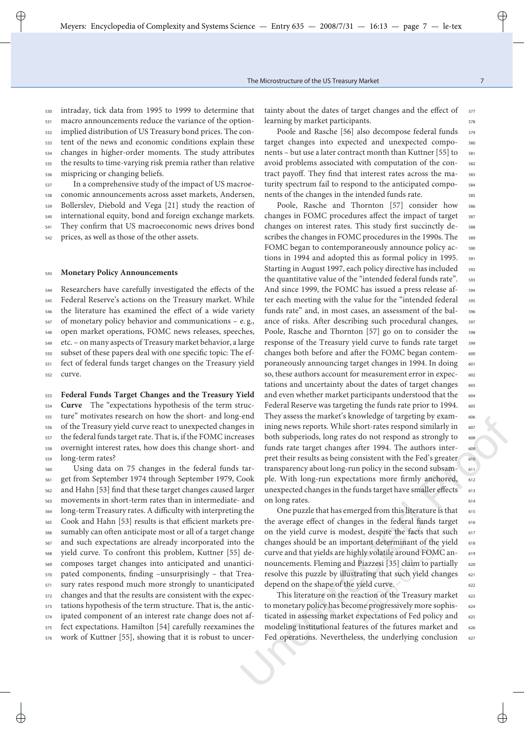intraday, tick data from 1995 to 1999 to determine that macro announcements reduce the variance of the option-implied distribution of US Treasury bond prices. The content of the news and economic conditions explain these changes in higher-order moments. The study attributes the results to time-varying risk premia rather than relative mispricing or changing beliefs.

In a comprehensive study of the impact of US macroeconomic announcements across asset markets, Andersen, Bollerslev, Diebold and Vega [21] study the reaction of international equity, bond and foreign exchange markets. They confirm that US macroeconomic news drives bond prices, as well as those of the other assets.

## Monetary Policy Announcements

Researchers have carefully investigated the effects of the Federal Reserve's actions on the Treasury market. While the literature has examined the effect of a wide variety of monetary policy behavior and communications – e. g., open market operations, FOMC news releases, speeches, etc. – on many aspects of Treasury market behavior, a large subset of these papers deal with one specific topic: The effect of federal funds target changes on the Treasury yield curve.

**Federal Funds Target Changes and the Treasury Yield Curve** The "expectations hypothesis of the term structure" motivates research on how the short- and long-end of the Treasury yield curve react to unexpected changes in the federal funds target rate. That is, if the FOMC increases overnight interest rates, how does this change short- and long-term rates?

Using data on 75 changes in the federal funds target from September 1974 through September 1979, Cook and Hahn [53] find that these target changes caused larger movements in short-term rates than in intermediate- and long-term Treasury rates. A difficulty with interpreting the Cook and Hahn [53] results is that efficient markets presumably can often anticipate most or all of a target change and such expectations are already incorporated into the yield curve. To confront this problem, Kuttner [55] decomposes target changes into anticipated and unanticipated components, finding –unsurprisingly – that Treasury rates respond much more strongly to unanticipated changes and that the results are consistent with the expectations hypothesis of the term structure. That is, the anticipated component of an interest rate change does not affect expectations. Hamilton [54] carefully reexamines the work of Kuttner [55], showing that it is robust to uncertainty about the dates of target changes and the effect of learning by market participants.

Poole and Rasche [56] also decompose federal funds target changes into expected and unexpected components – but use a later contract month than Kuttner [55] to avoid problems associated with computation of the contract payoff. They find that interest rates across the maturity spectrum fail to respond to the anticipated components of the changes in the intended funds rate.

Poole, Rasche and Thornton [57] consider how changes in FOMC procedures affect the impact of target changes on interest rates. This study first succinctly describes the changes in FOMC procedures in the 1990s. The FOMC began to contemporaneously announce policy actions in 1994 and adopted this as formal policy in 1995. Starting in August 1997, each policy directive has included the quantitative value of the "intended federal funds rate". And since 1999, the FOMC has issued a press release after each meeting with the value for the "intended federal funds rate" and, in most cases, an assessment of the balance of risks. After describing such procedural changes, Poole, Rasche and Thornton [57] go on to consider the response of the Treasury yield curve to funds rate target changes both before and after the FOMC began contemporaneously announcing target changes in 1994. In doing so, these authors account for measurement error in expectations and uncertainty about the dates of target changes and even whether market participants understood that the Federal Reserve was targeting the funds rate prior to 1994. They assess the market's knowledge of targeting by examining news reports. While short-rates respond similarly in both subperiods, long rates do not respond as strongly to funds rate target changes after 1994. The authors interpret their results as being consistent with the Fed's greater transparency about long-run policy in the second subsample. With long-run expectations more firmly anchored, unexpected changes in the funds target have smaller effects on long rates.

One puzzle that has emerged from this literature is that the average effect of changes in the federal funds target on the yield curve is modest, despite the facts that such changes should be an important determinant of the yield curve and that yields are highly volatile around FOMC announcements. Fleming and Piazzesi [35] claim to partially resolve this puzzle by illustrating that such yield changes depend on the shape of the yield curve.

This literature on the reaction of the Treasury market to monetary policy has become progressively more sophisticated in assessing market expectations of Fed policy and modeling institutional features of the futures market and Fed operations. Nevertheless, the underlying conclusion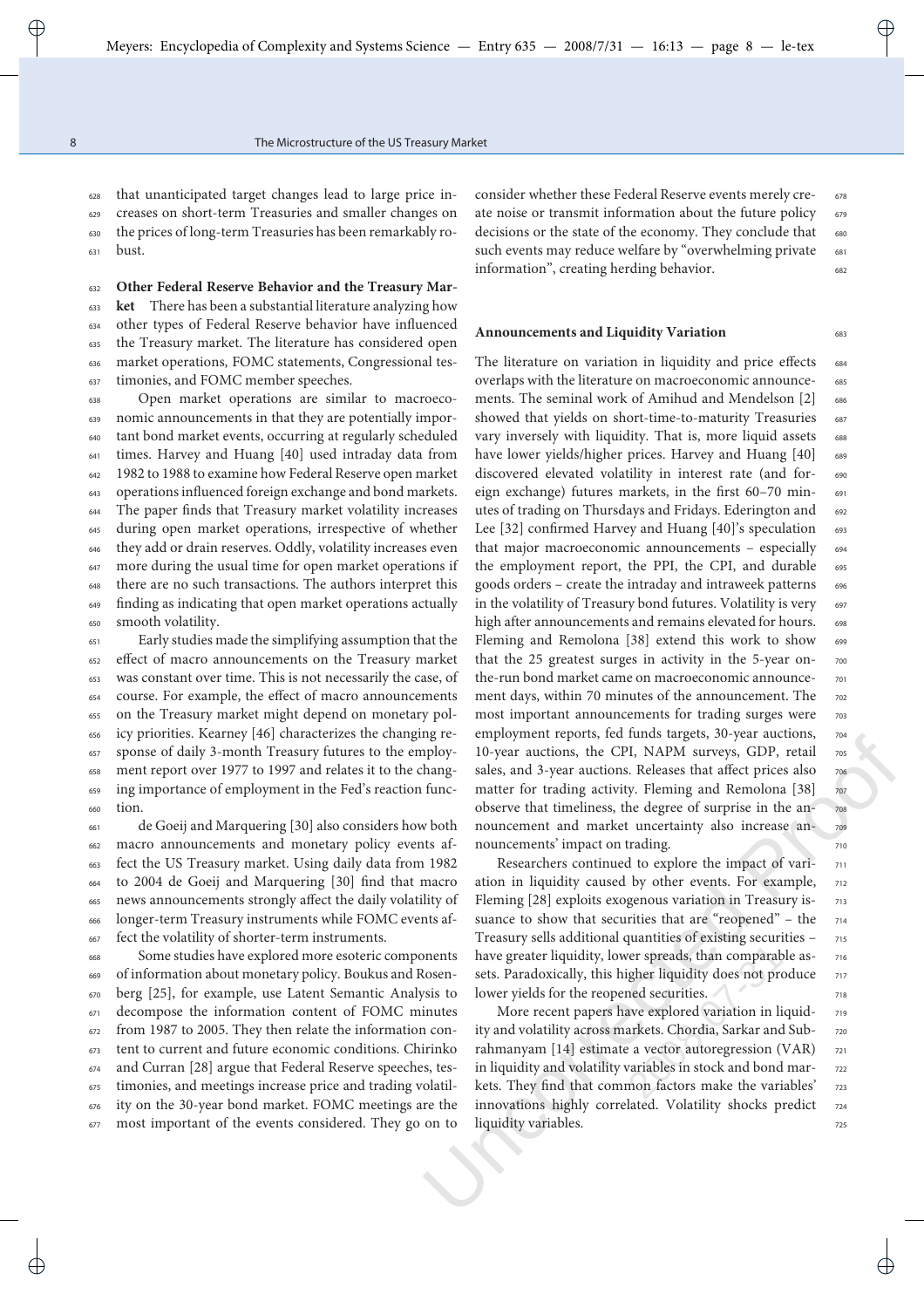that unanticipated target changes lead to large price increases on short-term Treasuries and smaller changes on the prices of long-term Treasuries has been remarkably robust.

**Other Federal Reserve Behavior and the Treasury Market** There has been a substantial literature analyzing how other types of Federal Reserve behavior have influenced the Treasury market. The literature has considered open market operations, FOMC statements, Congressional testimonies, and FOMC member speeches.

Open market operations are similar to macroeconomic announcements in that they are potentially important bond market events, occurring at regularly scheduled times. Harvey and Huang [40] used intraday data from 1982 to 1988 to examine how Federal Reserve open market operations influenced foreign exchange and bond markets. The paper finds that Treasury market volatility increases during open market operations, irrespective of whether they add or drain reserves. Oddly, volatility increases even more during the usual time for open market operations if there are no such transactions. The authors interpret this finding as indicating that open market operations actually smooth volatility.

Early studies made the simplifying assumption that the effect of macro announcements on the Treasury market was constant over time. This is not necessarily the case, of course. For example, the effect of macro announcements on the Treasury market might depend on monetary policy priorities. Kearney [46] characterizes the changing response of daily 3-month Treasury futures to the employment report over 1977 to 1997 and relates it to the changing importance of employment in the Fed's reaction function.

de Goeij and Marquering [30] also considers how both macro announcements and monetary policy events affect the US Treasury market. Using daily data from 1982 to 2004 de Goeij and Marquering [30] find that macro news announcements strongly affect the daily volatility of longer-term Treasury instruments while FOMC events affect the volatility of shorter-term instruments.

Some studies have explored more esoteric components of information about monetary policy. Boukus and Rosenberg [25], for example, use Latent Semantic Analysis to decompose the information content of FOMC minutes from 1987 to 2005. They then relate the information content to current and future economic conditions. Chirinko and Curran [28] argue that Federal Reserve speeches, testimonies, and meetings increase price and trading volatility on the 30-year bond market. FOMC meetings are the most important of the events considered. They go on to consider whether these Federal Reserve events merely create noise or transmit information about the future policy decisions or the state of the economy. They conclude that such events may reduce welfare by "overwhelming private information", creating herding behavior.

## Announcements and Liquidity Variation

The literature on variation in liquidity and price effects overlaps with the literature on macroeconomic announcements. The seminal work of Amihud and Mendelson [2] showed that yields on short-time-to-maturity Treasuries vary inversely with liquidity. That is, more liquid assets have lower yields/higher prices. Harvey and Huang [40] discovered elevated volatility in interest rate (and foreign exchange) futures markets, in the first 60–70 minutes of trading on Thursdays and Fridays. Ederington and Lee [32] confirmed Harvey and Huang [40]'s speculation that major macroeconomic announcements – especially the employment report, the PPI, the CPI, and durable goods orders – create the intraday and intraweek patterns in the volatility of Treasury bond futures. Volatility is very high after announcements and remains elevated for hours. Fleming and Remolona [38] extend this work to show that the 25 greatest surges in activity in the 5-year on-the-run bond market came on macroeconomic announcement days, within 70 minutes of the announcement. The most important announcements for trading surges were employment reports, fed funds targets, 30-year auctions, 10-year auctions, the CPI, NAPM surveys, GDP, retail sales, and 3-year auctions. Releases that affect prices also matter for trading activity. Fleming and Remolona [38] observe that timeliness, the degree of surprise in the announcement and market uncertainty also increase announcements' impact on trading.

Researchers continued to explore the impact of variation in liquidity caused by other events. For example, Fleming [28] exploits exogenous variation in Treasury issuance to show that securities that are "reopened" – the Treasury sells additional quantities of existing securities – have greater liquidity, lower spreads, than comparable assets. Paradoxically, this higher liquidity does not produce lower yields for the reopened securities.

More recent papers have explored variation in liquidity and volatility across markets. Chordia, Sarkar and Subrahmanyam [14] estimate a vector autoregression (VAR) in liquidity and volatility variables in stock and bond markets. They find that common factors make the variables' innovations highly correlated. Volatility shocks predict liquidity variables.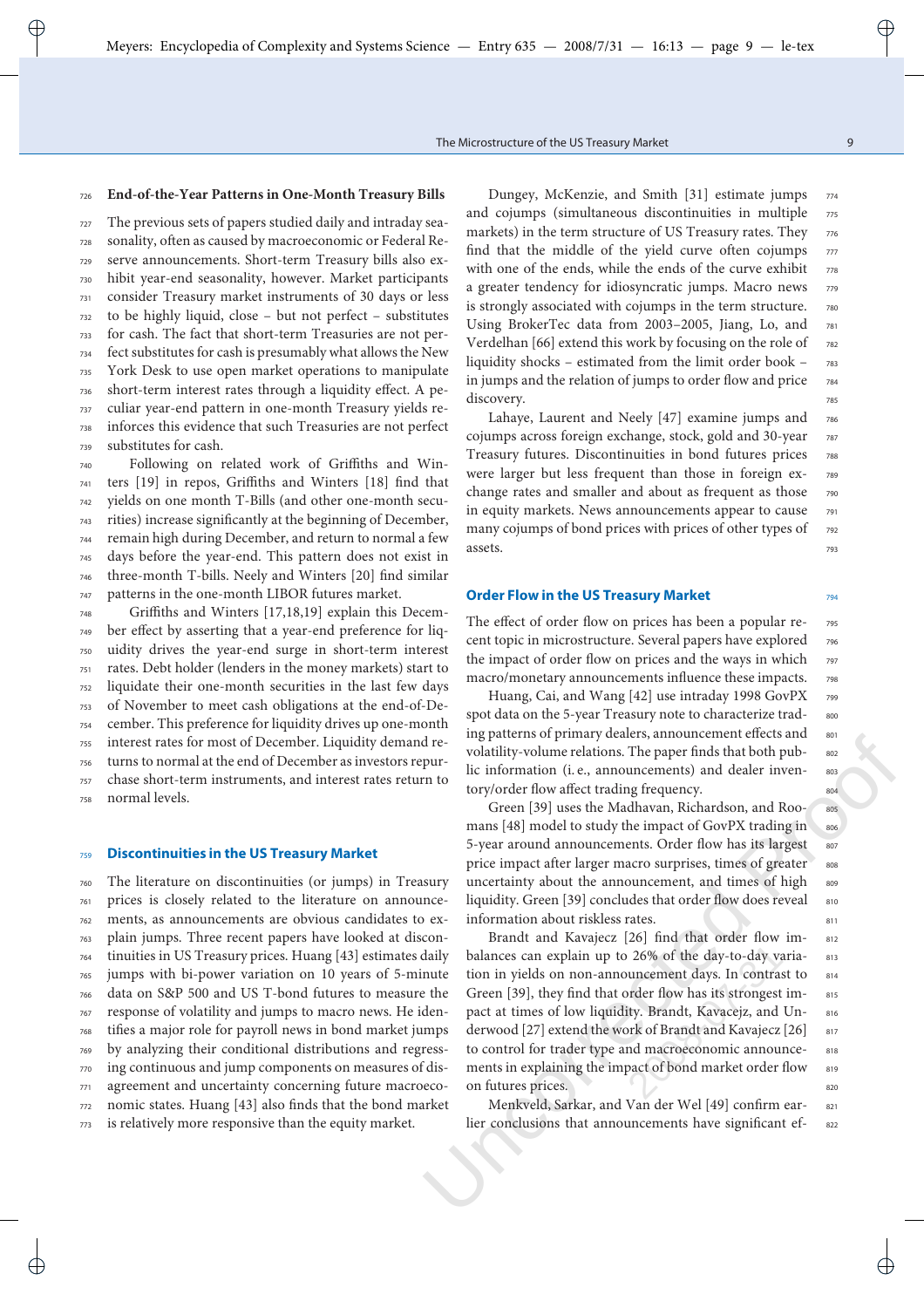**End-of-the-Year Patterns in One-Month Treasury Bills**

The previous sets of papers studied daily and intraday seasonality, often as caused by macroeconomic or Federal Reserve announcements. Short-term Treasury bills also exhibit year-end seasonality, however. Market participants consider Treasury market instruments of 30 days or less to be highly liquid, close – but not perfect – substitutes for cash. The fact that short-term Treasuries are not perfect substitutes for cash is presumably what allows the New York Desk to use open market operations to manipulate short-term interest rates through a liquidity effect. A peculiar year-end pattern in one-month Treasury yields reinforces this evidence that such Treasuries are not perfect substitutes for cash.

Following on related work of Griffiths and Winters [19] in repos, Griffiths and Winters [18] find that yields on one month T-Bills (and other one-month securities) increase significantly at the beginning of December, remain high during December, and return to normal a few days before the year-end. This pattern does not exist in three-month T-bills. Neely and Winters [20] find similar patterns in the one-month LIBOR futures market.

Griffiths and Winters [17,18,19] explain this December effect by asserting that a year-end preference for liquidity drives the year-end surge in short-term interest rates. Debt holder (lenders in the money markets) start to liquidate their one-month securities in the last few days of November to meet cash obligations at the end-of-December. This preference for liquidity drives up one-month interest rates for most of December. Liquidity demand returns to normal at the end of December as investors repurchase short-term instruments, and interest rates return to normal levels.

## Discontinuities in the US Treasury Market

The literature on discontinuities (or jumps) in Treasury prices is closely related to the literature on announcements, as announcements are obvious candidates to explain jumps. Three recent papers have looked at discontinuities in US Treasury prices. Huang [43] estimates daily jumps with bi-power variation on 10 years of 5-minute data on S&P 500 and US T-bond futures to measure the response of volatility and jumps to macro news. He identifies a major role for payroll news in bond market jumps by analyzing their conditional distributions and regressing continuous and jump components on measures of disagreement and uncertainty concerning future macroeconomic states. Huang [43] also finds that the bond market is relatively more responsive than the equity market.

Dungey, McKenzie, and Smith [31] estimate jumps and cojumps (simultaneous discontinuities in multiple markets) in the term structure of US Treasury rates. They find that the middle of the yield curve often cojumps with one of the ends, while the ends of the curve exhibit a greater tendency for idiosyncratic jumps. Macro news is strongly associated with cojumps in the term structure. Using BrokerTec data from 2003–2005, Jiang, Lo, and Verdelhan [66] extend this work by focusing on the role of liquidity shocks – estimated from the limit order book – in jumps and the relation of jumps to order flow and price discovery.

Lahaye, Laurent and Neely [47] examine jumps and cojumps across foreign exchange, stock, gold and 30-year Treasury futures. Discontinuities in bond futures prices were larger but less frequent than those in foreign exchange rates and smaller and about as frequent as those in equity markets. News announcements appear to cause many cojumps of bond prices with prices of other types of assets.

## Order Flow in the US Treasury Market

The effect of order flow on prices has been a popular recent topic in microstructure. Several papers have explored the impact of order flow on prices and the ways in which macro/monetary announcements influence these impacts.

Huang, Cai, and Wang [42] use intraday 1998 GovPX spot data on the 5-year Treasury note to characterize trading patterns of primary dealers, announcement effects and volatility-volume relations. The paper finds that both public information (i. e., announcements) and dealer inventory/order flow affect trading frequency.

Green [39] uses the Madhavan, Richardson, and Roomans [48] model to study the impact of GovPX trading in 5-year around announcements. Order flow has its largest price impact after larger macro surprises, times of greater uncertainty about the announcement, and times of high liquidity. Green [39] concludes that order flow does reveal information about riskless rates.

Brandt and Kavajecz [26] find that order flow imbalances can explain up to 26% of the day-to-day variation in yields on non-announcement days. In contrast to Green [39], they find that order flow has its strongest impact at times of low liquidity. Brandt, Kavacejz, and Underwood [27] extend the work of Brandt and Kavajecz [26] to control for trader type and macroeconomic announcements in explaining the impact of bond market order flow on futures prices.

Menkveld, Sarkar, and Van der Wel [49] confirm earlier conclusions that announcements have significant ef-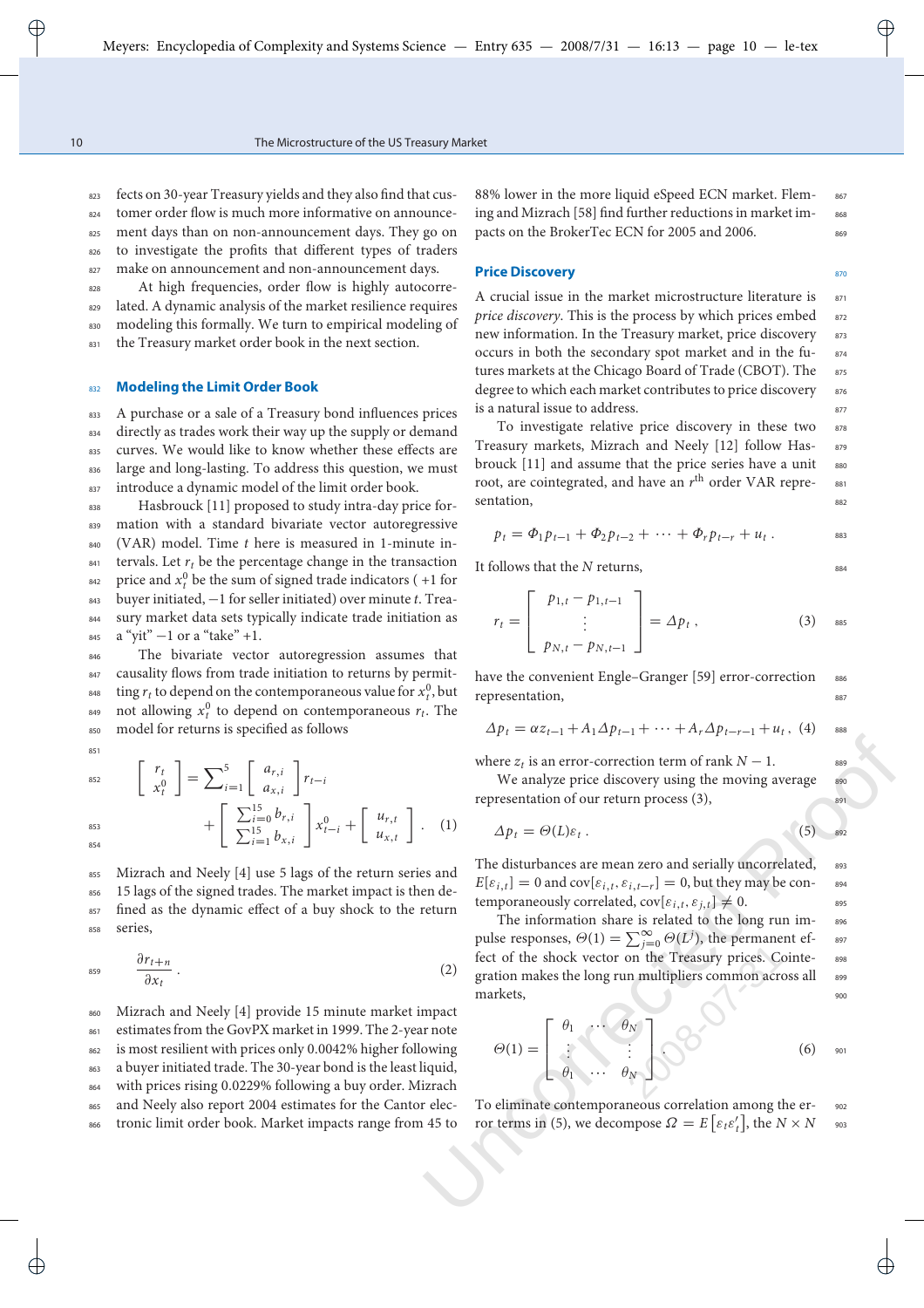fects on 30-year Treasury yields and they also find that customer order flow is much more informative on announcement days than on non-announcement days. They go on to investigate the profits that different types of traders make on announcement and non-announcement days.

At high frequencies, order flow is highly autocorrelated. A dynamic analysis of the market resilience requires modeling this formally. We turn to empirical modeling of the Treasury market order book in the next section.

## Modeling the Limit Order Book

A purchase or a sale of a Treasury bond influences prices directly as trades work their way up the supply or demand curves. We would like to know whether these effects are large and long-lasting. To address this question, we must introduce a dynamic model of the limit order book.

Hasbrouck [11] proposed to study intra-day price formation with a standard bivariate vector autoregressive (VAR) model. Time $t$ here is measured in 1-minute intervals. Let $r_t$ be the percentage change in the transaction price and $x_t^0$ be the sum of signed trade indicators ( +1 for buyer initiated, −1 for seller initiated) over minute $t$. Treasury market data sets typically indicate trade initiation as a "yit" −1 or a "take" +1.

The bivariate vector autoregression assumes that causality flows from trade initiation to returns by permitting $r_t$ to depend on the contemporaneous value for $x_t^0$, but not allowing $x_t^0$ to depend on contemporaneous $r_t$. The model for returns is specified as follows

$$\begin{bmatrix} r_t \\ x_t^0 \end{bmatrix} = \sum_{i=1}^{5} \begin{bmatrix} a_{r,i} \\ a_{x,i} \end{bmatrix} r_{t-i} + \begin{bmatrix} \sum_{i=0}^{15} b_{r,i} \\ \sum_{i=1}^{15} b_{x,i} \end{bmatrix} x_{t-i}^0 + \begin{bmatrix} u_{r,t} \\ u_{x,t} \end{bmatrix} . \quad (1)$$

Mizrach and Neely [4] use 5 lags of the return series and 15 lags of the signed trades. The market impact is then defined as the dynamic effect of a buy shock to the return series,

$$\frac{\partial r_{t+n}}{\partial x_t} . \quad (2)$$

Mizrach and Neely [4] provide 15 minute market impact estimates from the GovPX market in 1999. The 2-year note is most resilient with prices only 0.0042% higher following a buyer initiated trade. The 30-year bond is the least liquid, with prices rising 0.0229% following a buy order. Mizrach and Neely also report 2004 estimates for the Cantor electronic limit order book. Market impacts range from 45 to 88% lower in the more liquid eSpeed ECN market. Fleming and Mizrach [58] find further reductions in market impacts on the BrokerTec ECN for 2005 and 2006.

## Price Discovery

A crucial issue in the market microstructure literature is *price discovery*. This is the process by which prices embed new information. In the Treasury market, price discovery occurs in both the secondary spot market and in the futures markets at the Chicago Board of Trade (CBOT). The degree to which each market contributes to price discovery is a natural issue to address.

To investigate relative price discovery in these two Treasury markets, Mizrach and Neely [12] follow Hasbrouck [11] and assume that the price series have a unit root, are cointegrated, and have an $r^{\text{th}}$ order VAR representation,

$$p_t = \Phi_1 p_{t-1} + \Phi_2 p_{t-2} + \cdots + \Phi_r p_{t-r} + u_t .$$

It follows that the $N$ returns,

$$r_t = \begin{bmatrix} p_{1,t} - p_{1,t-1} \\ \vdots \\ p_{N,t} - p_{N,t-1} \end{bmatrix} = \Delta p_t , \quad (3)$$

have the convenient Engle–Granger [59] error-correction representation,

$$\Delta p_t = \alpha z_{t-1} + A_1 \Delta p_{t-1} + \cdots + A_r \Delta p_{t-r-1} + u_t , \quad (4)$$

where $z_t$ is an error-correction term of rank $N-1$.

We analyze price discovery using the moving average representation of our return process (3),

$$\Delta p_t = \Theta(L)\varepsilon_t . \quad (5)$$

The disturbances are mean zero and serially uncorrelated, $E[\varepsilon_{i,t}] = 0$ and $\text{cov}[\varepsilon_{i,t}, \varepsilon_{i,t-r}] = 0$, but they may be contemporaneously correlated, $\text{cov}[\varepsilon_{i,t}, \varepsilon_{j,t}] \neq 0$.

The information share is related to the long run impulse responses, $\Theta(1) = \sum_{j=0}^{\infty} \Theta(L^j)$, the permanent effect of the shock vector on the Treasury prices. Cointegration makes the long run multipliers common across all markets,

$$\Theta(1) = \begin{bmatrix} \theta_1 & \cdots & \theta_N \\ \vdots & & \vdots \\ \theta_1 & \cdots & \theta_N \end{bmatrix} . \quad (6)$$

To eliminate contemporaneous correlation among the error terms in (5), we decompose $\Omega = E\left[\varepsilon_t \varepsilon_t'\right]$, the $N \times N$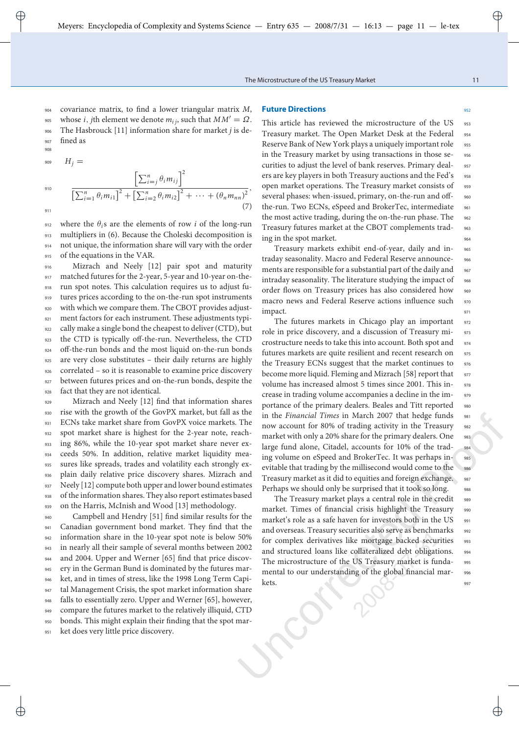covariance matrix, to find a lower triangular matrix $M$, whose $i, j$th element we denote $m_{ij}$, such that $MM' = \Omega$. The Hasbrouck [11] information share for market $j$ is defined as

$$H_j = \frac{\left[\sum_{i=j}^{n} \theta_i m_{ij}\right]^2}{\left[\sum_{i=1}^{n} \theta_i m_{i1}\right]^2 + \left[\sum_{i=2}^{n} \theta_i m_{i2}\right]^2 + \cdots + (\theta_n m_{nn})^2}, \quad (7)$$

where the $\theta_i$s are the elements of row $i$ of the long-run multipliers in (6). Because the Choleski decomposition is not unique, the information share will vary with the order of the equations in the VAR.

Mizrach and Neely [12] pair spot and maturity matched futures for the 2-year, 5-year and 10-year on-the-run spot notes. This calculation requires us to adjust futures prices according to the on-the-run spot instruments with which we compare them. The CBOT provides adjustment factors for each instrument. These adjustments typically make a single bond the cheapest to deliver (CTD), but the CTD is typically off-the-run. Nevertheless, the CTD off-the-run bonds and the most liquid on-the-run bonds are very close substitutes – their daily returns are highly correlated – so it is reasonable to examine price discovery between futures prices and on-the-run bonds, despite the fact that they are not identical.

Mizrach and Neely [12] find that information shares rise with the growth of the GovPX market, but fall as the ECNs take market share from GovPX voice markets. The spot market share is highest for the 2-year note, reaching 86%, while the 10-year spot market share never exceeds 50%. In addition, relative market liquidity measures like spreads, trades and volatility each strongly explain daily relative price discovery shares. Mizrach and Neely [12] compute both upper and lower bound estimates of the information shares. They also report estimates based on the Harris, McInish and Wood [13] methodology.

Campbell and Hendry [51] find similar results for the Canadian government bond market. They find that the information share in the 10-year spot note is below 50% in nearly all their sample of several months between 2002 and 2004. Upper and Werner [65] find that price discovery in the German Bund is dominated by the futures market, and in times of stress, like the 1998 Long Term Capital Management Crisis, the spot market information share falls to essentially zero. Upper and Werner [65], however, compare the futures market to the relatively illiquid, CTD bonds. This might explain their finding that the spot market does very little price discovery.

## Future Directions

This article has reviewed the microstructure of the US Treasury market. The Open Market Desk at the Federal Reserve Bank of New York plays a uniquely important role in the Treasury market by using transactions in those securities to adjust the level of bank reserves. Primary dealers are key players in both Treasury auctions and the Fed's open market operations. The Treasury market consists of several phases: when-issued, primary, on-the-run and off-the-run. Two ECNs, eSpeed and BrokerTec, intermediate the most active trading, during the on-the-run phase. The Treasury futures market at the CBOT complements trading in the spot market.

Treasury markets exhibit end-of-year, daily and intraday seasonality. Macro and Federal Reserve announcements are responsible for a substantial part of the daily and intraday seasonality. The literature studying the impact of order flows on Treasury prices has also considered how macro news and Federal Reserve actions influence such impact.

The futures markets in Chicago play an important role in price discovery, and a discussion of Treasury microstructure needs to take this into account. Both spot and futures markets are quite resilient and recent research on the Treasury ECNs suggest that the market continues to become more liquid. Fleming and Mizrach [58] report that volume has increased almost 5 times since 2001. This increase in trading volume accompanies a decline in the importance of the primary dealers. Beales and Titt reported in the *Financial Times* in March 2007 that hedge funds now account for 80% of trading activity in the Treasury market with only a 20% share for the primary dealers. One large fund alone, Citadel, accounts for 10% of the trading volume on eSpeed and BrokerTec. It was perhaps inevitable that trading by the millisecond would come to the Treasury market as it did to equities and foreign exchange. Perhaps we should only be surprised that it took so long.

The Treasury market plays a central role in the credit market. Times of financial crisis highlight the Treasury market's role as a safe haven for investors both in the US and overseas. Treasury securities also serve as benchmarks for complex derivatives like mortgage backed securities and structured loans like collateralized debt obligations. The microstructure of the US Treasury market is fundamental to our understanding of the global financial markets.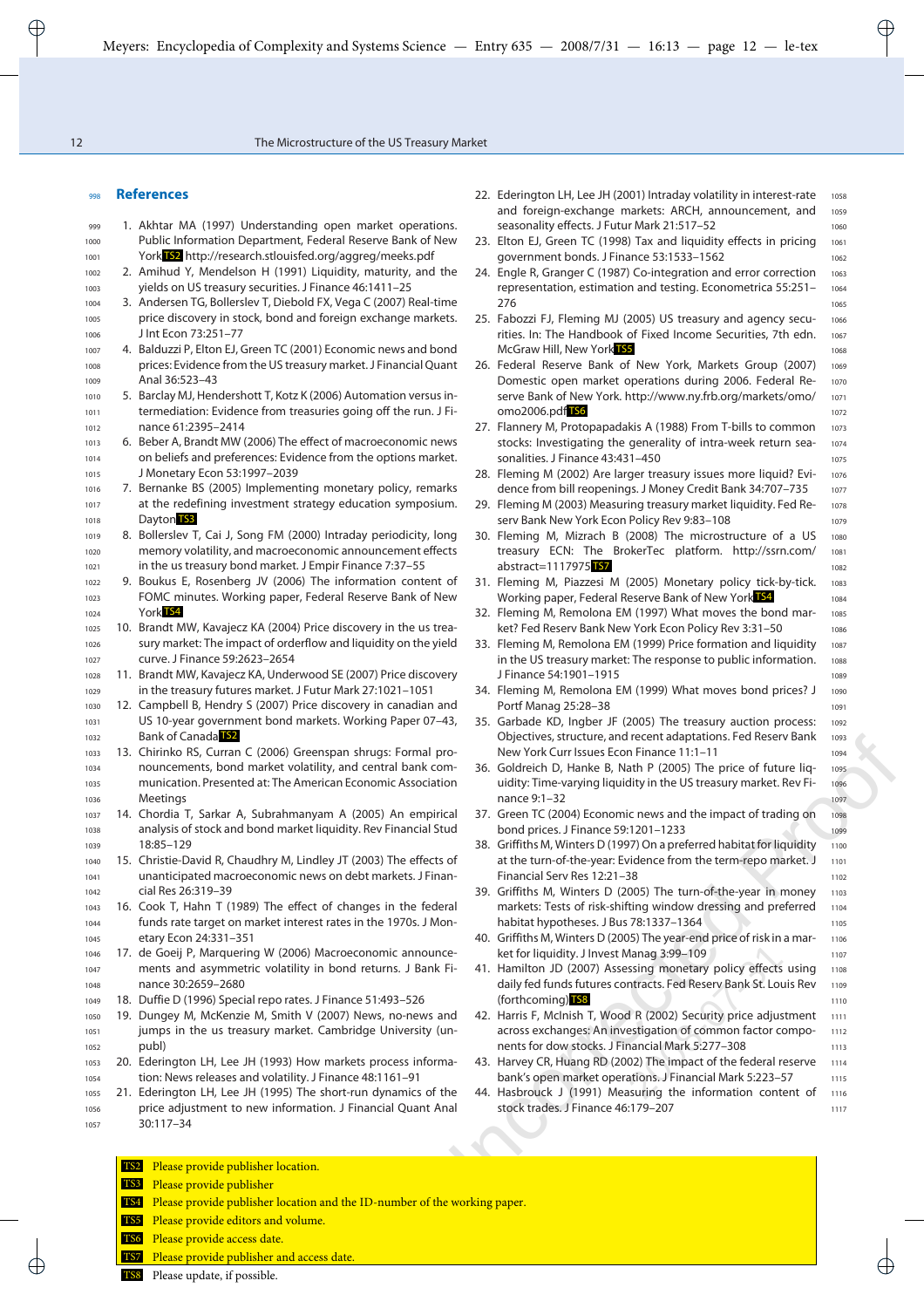## References

1. Akhtar MA (1997) Understanding open market operations. Public Information Department, Federal Reserve Bank of New York TS2 http://research.stlouisfed.org/aggreg/meeks.pdf
2. Amihud Y, Mendelson H (1991) Liquidity, maturity, and the yields on US treasury securities. J Finance 46:1411–25
3. Andersen TG, Bollerslev T, Diebold FX, Vega C (2007) Real-time price discovery in stock, bond and foreign exchange markets. J Int Econ 73:251–77
4. Balduzzi P, Elton EJ, Green TC (2001) Economic news and bond prices: Evidence from the US treasury market. J Financial Quant Anal 36:523–43
5. Barclay MJ, Hendershott T, Kotz K (2006) Automation versus intermediation: Evidence from treasuries going off the run. J Finance 61:2395–2414
6. Beber A, Brandt MW (2006) The effect of macroeconomic news on beliefs and preferences: Evidence from the options market. J Monetary Econ 53:1997–2039
7. Bernanke BS (2005) Implementing monetary policy, remarks at the redefining investment strategy education symposium. Dayton TS3
8. Bollerslev T, Cai J, Song FM (2000) Intraday periodicity, long memory volatility, and macroeconomic announcement effects in the US treasury bond market. J Empir Finance 7:37–55
9. Boukus E, Rosenberg JV (2006) The information content of FOMC minutes. Working paper, Federal Reserve Bank of New York TS4
10. Brandt MW, Kavajecz KA (2004) Price discovery in the us treasury market: The impact of orderflow and liquidity on the yield curve. J Finance 59:2623–2654
11. Brandt MW, Kavajecz KA, Underwood SE (2007) Price discovery in the treasury futures market. J Futur Mark 27:1021–1051
12. Campbell B, Hendry S (2007) Price discovery in canadian and US 10-year government bond markets. Working Paper 07–43, Bank of Canada TS2
13. Chirinko RS, Curran C (2006) Greenspan shrugs: Formal pronouncements, bond market volatility, and central bank communication. Presented at: The American Economic Association Meetings
14. Chordia T, Sarkar A, Subrahmanyam A (2005) An empirical analysis of stock and bond market liquidity. Rev Financial Stud 18:85–129
15. Christie-David R, Chaudhry M, Lindley JT (2003) The effects of unanticipated macroeconomic news on debt markets. J Financial Res 26:319–39
16. Cook T, Hahn T (1989) The effect of changes in the federal funds rate target on market interest rates in the 1970s. J Monetary Econ 24:331–351
17. de Goeij P, Marquering W (2006) Macroeconomic announcements and asymmetric volatility in bond returns. J Bank Finance 30:2659–2680
18. Duffie D (1996) Special repo rates. J Finance 51:493–526
19. Dungey M, McKenzie M, Smith V (2007) News, no-news and jumps in the us treasury market. Cambridge University (unpubl)
20. Ederington LH, Lee JH (1993) How markets process information: News releases and volatility. J Finance 48:1161–91
21. Ederington LH, Lee JH (1995) The short-run dynamics of the price adjustment to new information. J Financial Quant Anal 30:117–34
22. Ederington LH, Lee JH (2001) Intraday volatility in interest-rate and foreign-exchange markets: ARCH, announcement, and seasonality effects. J Futur Mark 21:517–52
23. Elton EJ, Green TC (1998) Tax and liquidity effects in pricing government bonds. J Finance 53:1533–1562
24. Engle R, Granger C (1987) Co-integration and error correction representation, estimation and testing. Econometrica 55:251–276
25. Fabozzi FJ, Fleming MJ (2005) US treasury and agency securities. In: The Handbook of Fixed Income Securities, 7th edn. McGraw Hill, New York TS5
26. Federal Reserve Bank of New York, Markets Group (2007) Domestic open market operations during 2006. Federal Reserve Bank of New York. http://www.ny.frb.org/markets/omo/omo2006.pdf TS6
27. Flannery M, Protopapadakis A (1988) From T-bills to common stocks: Investigating the generality of intra-week return seasonalities. J Finance 43:431–450
28. Fleming M (2002) Are larger treasury issues more liquid? Evidence from bill reopenings. J Money Credit Bank 34:707–735
29. Fleming M (2003) Measuring treasury market liquidity. Fed Reserv Bank New York Econ Policy Rev 9:83–108
30. Fleming M, Mizrach B (2008) The microstructure of a US treasury ECN: The BrokerTec platform. http://ssrn.com/abstract=1117975 TS7
31. Fleming M, Piazzesi M (2005) Monetary policy tick-by-tick. Working paper, Federal Reserve Bank of New York TS4
32. Fleming M, Remolona EM (1997) What moves the bond market? Fed Reserv Bank New York Econ Policy Rev 3:31–50
33. Fleming M, Remolona EM (1999) Price formation and liquidity in the US treasury market: The response to public information. J Finance 54:1901–1915
34. Fleming M, Remolona EM (1999) What moves bond prices? J Portf Manag 25:28–38
35. Garbade KD, Ingber JF (2005) The treasury auction process: Objectives, structure, and recent adaptations. Fed Reserv Bank New York Curr Issues Econ Finance 11:1–11
36. Goldreich D, Hanke B, Nath P (2005) The price of future liquidity: Time-varying liquidity in the US treasury market. Rev Finance 9:1–32
37. Green TC (2004) Economic news and the impact of trading on bond prices. J Finance 59:1201–1233
38. Griffiths M, Winters D (1997) On a preferred habitat for liquidity at the turn-of-the-year: Evidence from the term-repo market. J Financial Serv Res 12:21–38
39. Griffiths M, Winters D (2005) The turn-of-the-year in money markets: Tests of risk-shifting window dressing and preferred habitat hypotheses. J Bus 78:1337–1364
40. Griffiths M, Winters D (2005) The year-end price of risk in a market for liquidity. J Invest Manag 3:99–109
41. Hamilton JD (2007) Assessing monetary policy effects using daily fed funds futures contracts. Fed Reserv Bank St. Louis Rev (forthcoming) TS8
42. Harris F, McInish T, Wood R (2002) Security price adjustment across exchanges: An investigation of common factor components for dow stocks. J Financial Mark 5:277–308
43. Harvey CR, Huang RD (2002) The impact of the federal reserve bank's open market operations. J Financial Mark 5:223–57
44. Hasbrouck J (1991) Measuring the information content of stock trades. J Finance 46:179–207

TS2 Please provide publisher location.
TS3 Please provide publisher
TS4 Please provide publisher location and the ID-number of the working paper.
TS5 Please provide editors and volume.
TS6 Please provide access date.
TS7 Please provide publisher and access date.
TS8 Please update, if possible.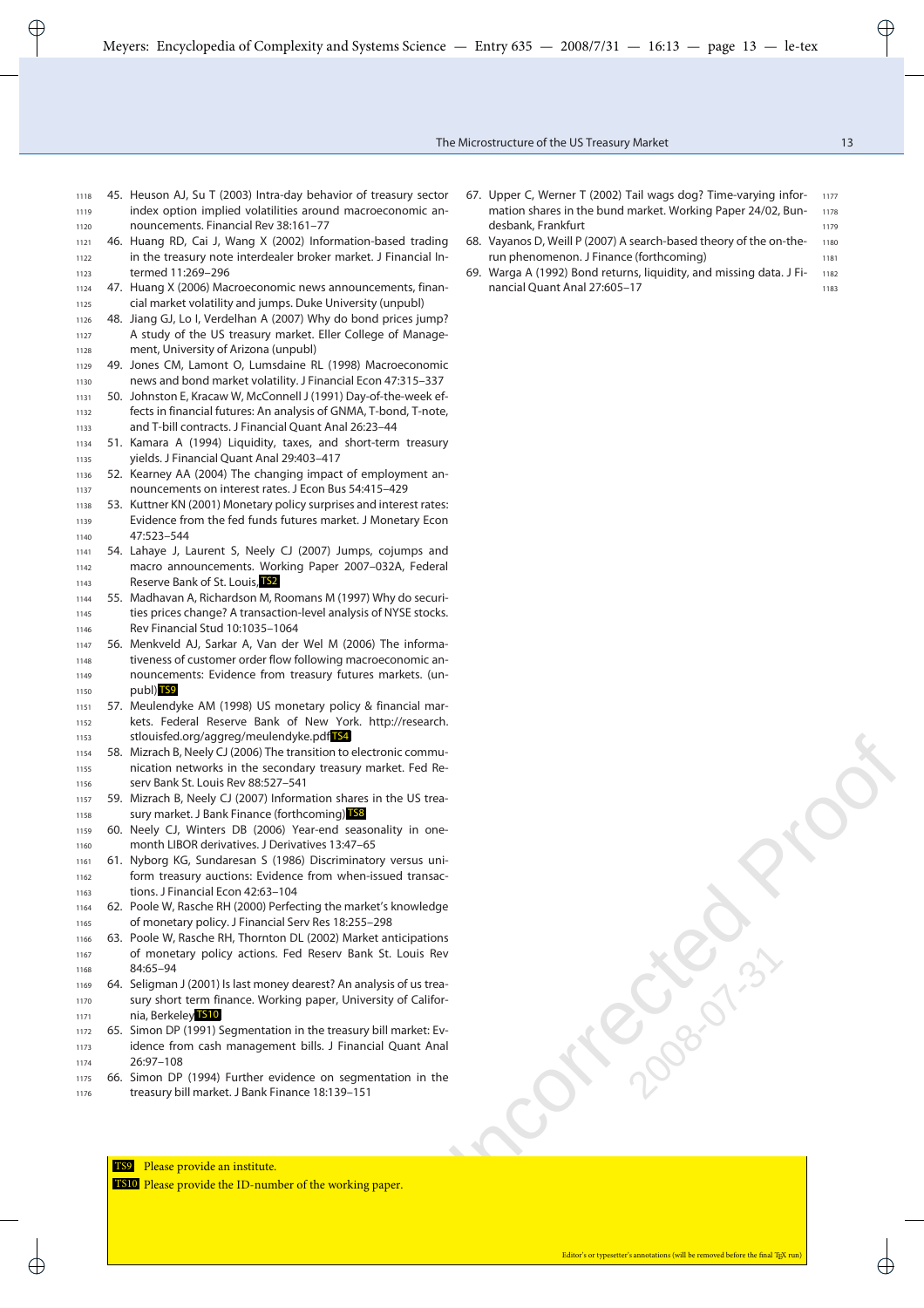45. Heuson AJ, Su T (2003) Intra-day behavior of treasury sector index option implied volatilities around macroeconomic announcements. Financial Rev 38:161–77
46. Huang RD, Cai J, Wang X (2002) Information-based trading in the treasury note interdealer broker market. J Financial Intermed 11:269–296
47. Huang X (2006) Macroeconomic news announcements, financial market volatility and jumps. Duke University (unpubl)
48. Jiang GJ, Lo I, Verdelhan A (2007) Why do bond prices jump? A study of the US treasury market. Eller College of Management, University of Arizona (unpubl)
49. Jones CM, Lamont O, Lumsdaine RL (1998) Macroeconomic news and bond market volatility. J Financial Econ 47:315–337
50. Johnston E, Kracaw W, McConnell J (1991) Day-of-the-week effects in financial futures: An analysis of GNMA, T-bond, T-note, and T-bill contracts. J Financial Quant Anal 26:23–44
51. Kamara A (1994) Liquidity, taxes, and short-term treasury yields. J Financial Quant Anal 29:403–417
52. Kearney AA (2004) The changing impact of employment announcements on interest rates. J Econ Bus 54:415–429
53. Kuttner KN (2001) Monetary policy surprises and interest rates: Evidence from the fed funds futures market. J Monetary Econ 47:523–544
54. Lahaye J, Laurent S, Neely CJ (2007) Jumps, cojumps and macro announcements. Working Paper 2007–032A, Federal Reserve Bank of St. Louis, TS2
55. Madhavan A, Richardson M, Roomans M (1997) Why do securities prices change? A transaction-level analysis of NYSE stocks. Rev Financial Stud 10:1035–1064
56. Menkveld AJ, Sarkar A, Van der Wel M (2006) The informativeness of customer order flow following macroeconomic announcements: Evidence from treasury futures markets. (unpubl) TS9
57. Meulendyke AM (1998) US monetary policy & financial markets. Federal Reserve Bank of New York. http://research.stlouisfed.org/aggreg/meulendyke.pdf TS4
58. Mizrach B, Neely CJ (2006) The transition to electronic communication networks in the secondary treasury market. Fed Reserv Bank St. Louis Rev 88:527–541
59. Mizrach B, Neely CJ (2007) Information shares in the US treasury market. J Bank Finance (forthcoming) TS8
60. Neely CJ, Winters DB (2006) Year-end seasonality in one-month LIBOR derivatives. J Derivatives 13:47–65
61. Nyborg KG, Sundaresan S (1986) Discriminatory versus uniform treasury auctions: Evidence from when-issued transactions. J Financial Econ 42:63–104
62. Poole W, Rasche RH (2000) Perfecting the market's knowledge of monetary policy. J Financial Serv Res 18:255–298
63. Poole W, Rasche RH, Thornton DL (2002) Market anticipations of monetary policy actions. Fed Reserv Bank St. Louis Rev 84:65–94
64. Seligman J (2001) Is last money dearest? An analysis of us treasury short term finance. Working paper, University of California, Berkeley TS10
65. Simon DP (1991) Segmentation in the treasury bill market: Evidence from cash management bills. J Financial Quant Anal 26:97–108
66. Simon DP (1994) Further evidence on segmentation in the treasury bill market. J Bank Finance 18:139–151
67. Upper C, Werner T (2002) Tail wags dog? Time-varying information shares in the bund market. Working Paper 24/02, Bundesbank, Frankfurt
68. Vayanos D, Weill P (2007) A search-based theory of the on-the-run phenomenon. J Finance (forthcoming)
69. Warga A (1992) Bond returns, liquidity, and missing data. J Financial Quant Anal 27:605–17

TS9 Please provide an institute.

TS10 Please provide the ID-number of the working paper.